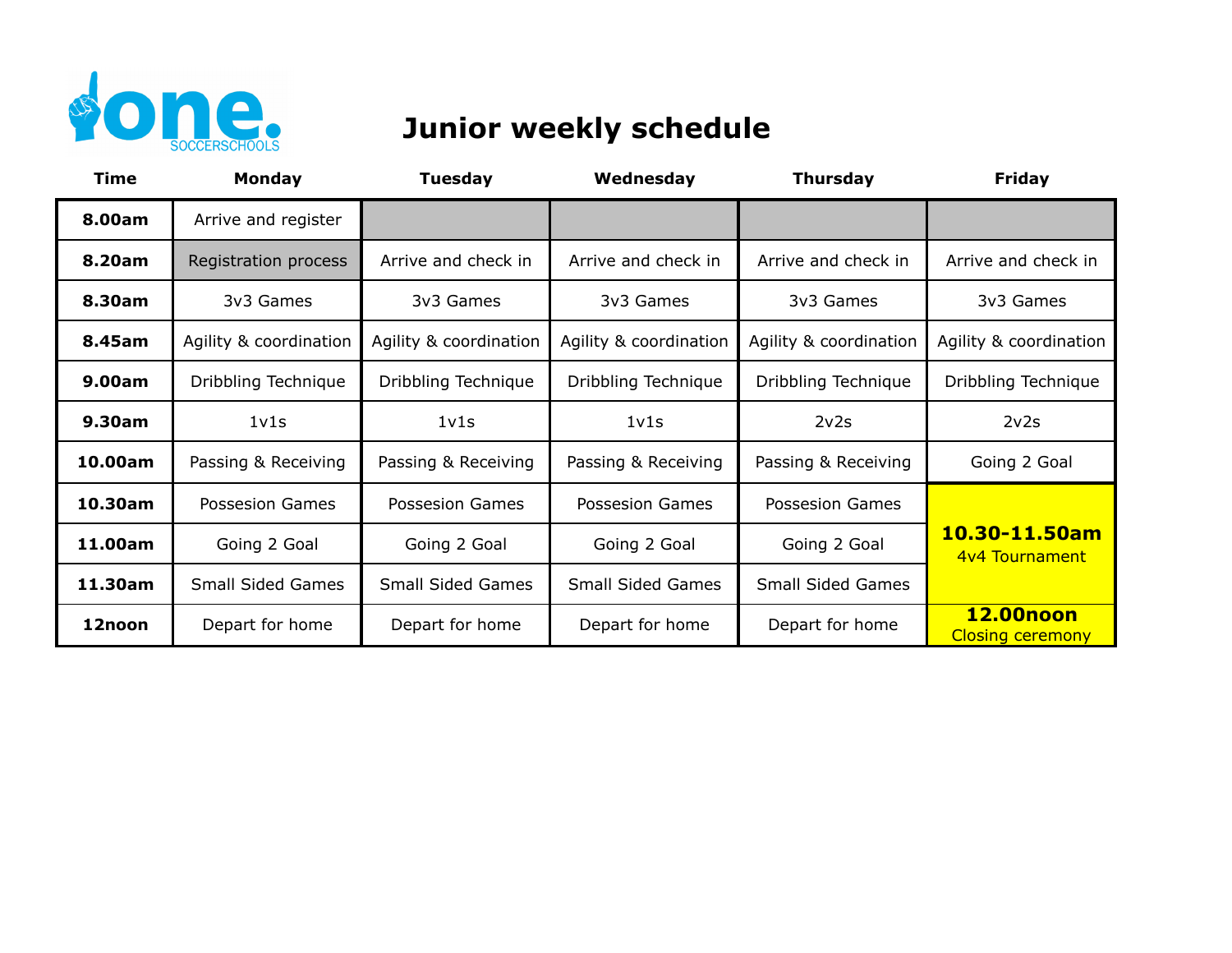one. SOCCERSCHOOLS

# Junior weekly schedule

| Time | Monday | Tuesday | Wednesday | Thursday | Friday |
|---|---|---|---|---|---|
| **8.00am** | Arrive and register | | | | |
| **8.20am** | Registration process | Arrive and check in | Arrive and check in | Arrive and check in | Arrive and check in |
| **8.30am** | 3v3 Games | 3v3 Games | 3v3 Games | 3v3 Games | 3v3 Games |
| **8.45am** | Agility & coordination | Agility & coordination | Agility & coordination | Agility & coordination | Agility & coordination |
| **9.00am** | Dribbling Technique | Dribbling Technique | Dribbling Technique | Dribbling Technique | Dribbling Technique |
| **9.30am** | 1v1s | 1v1s | 1v1s | 2v2s | 2v2s |
| **10.00am** | Passing & Receiving | Passing & Receiving | Passing & Receiving | Passing & Receiving | Going 2 Goal |
| **10.30am** | Possesion Games | Possesion Games | Possesion Games | Possesion Games | **10.30-11.50am** 4v4 Tournament |
| **11.00am** | Going 2 Goal | Going 2 Goal | Going 2 Goal | Going 2 Goal | |
| **11.30am** | Small Sided Games | Small Sided Games | Small Sided Games | Small Sided Games | |
| **12noon** | Depart for home | Depart for home | Depart for home | Depart for home | **12.00noon** Closing ceremony |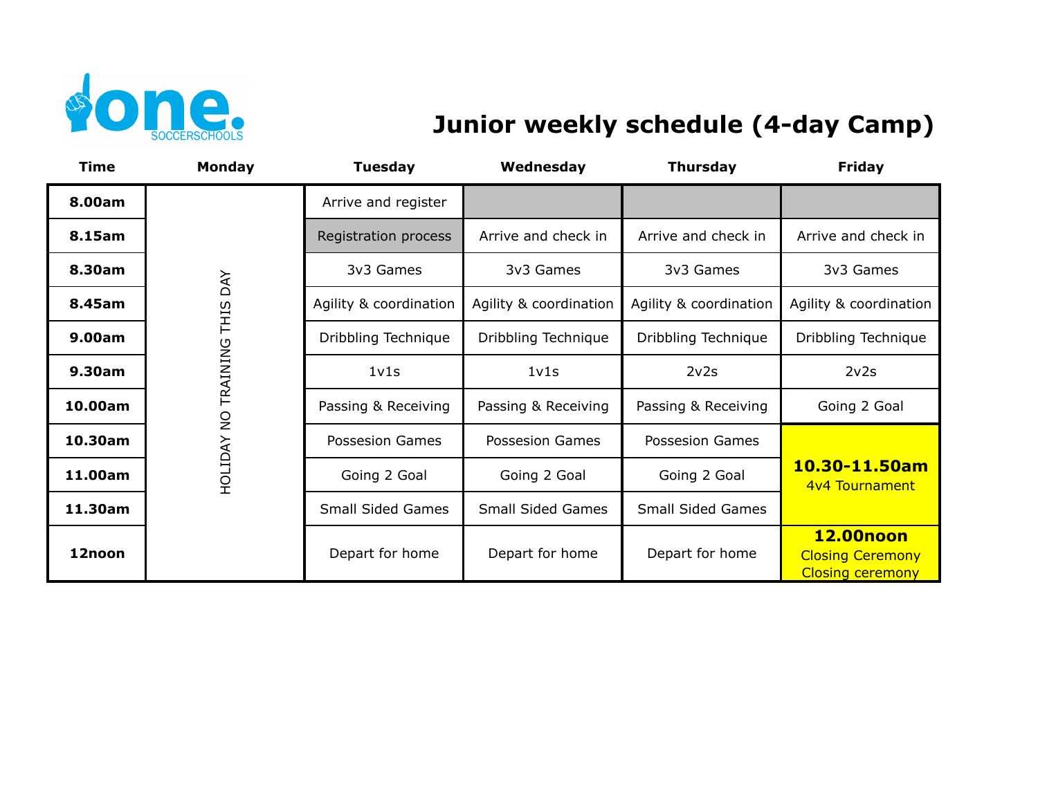one. SOCCERSCHOOLS

# Junior weekly schedule (4-day Camp)

| Time | Monday | Tuesday | Wednesday | Thursday | Friday |
|---|---|---|---|---|---|
| **8.00am** | HOLIDAY NO TRAINING THIS DAY | Arrive and register | | | |
| **8.15am** | | Registration process | Arrive and check in | Arrive and check in | Arrive and check in |
| **8.30am** | | 3v3 Games | 3v3 Games | 3v3 Games | 3v3 Games |
| **8.45am** | | Agility & coordination | Agility & coordination | Agility & coordination | Agility & coordination |
| **9.00am** | | Dribbling Technique | Dribbling Technique | Dribbling Technique | Dribbling Technique |
| **9.30am** | | 1v1s | 1v1s | 2v2s | 2v2s |
| **10.00am** | | Passing & Receiving | Passing & Receiving | Passing & Receiving | Going 2 Goal |
| **10.30am** | | Possesion Games | Possesion Games | Possesion Games | **10.30-11.50am** 4v4 Tournament |
| **11.00am** | | Going 2 Goal | Going 2 Goal | Going 2 Goal | |
| **11.30am** | | Small Sided Games | Small Sided Games | Small Sided Games | |
| **12noon** | | Depart for home | Depart for home | Depart for home | **12.00noon** Closing Ceremony Closing ceremony |